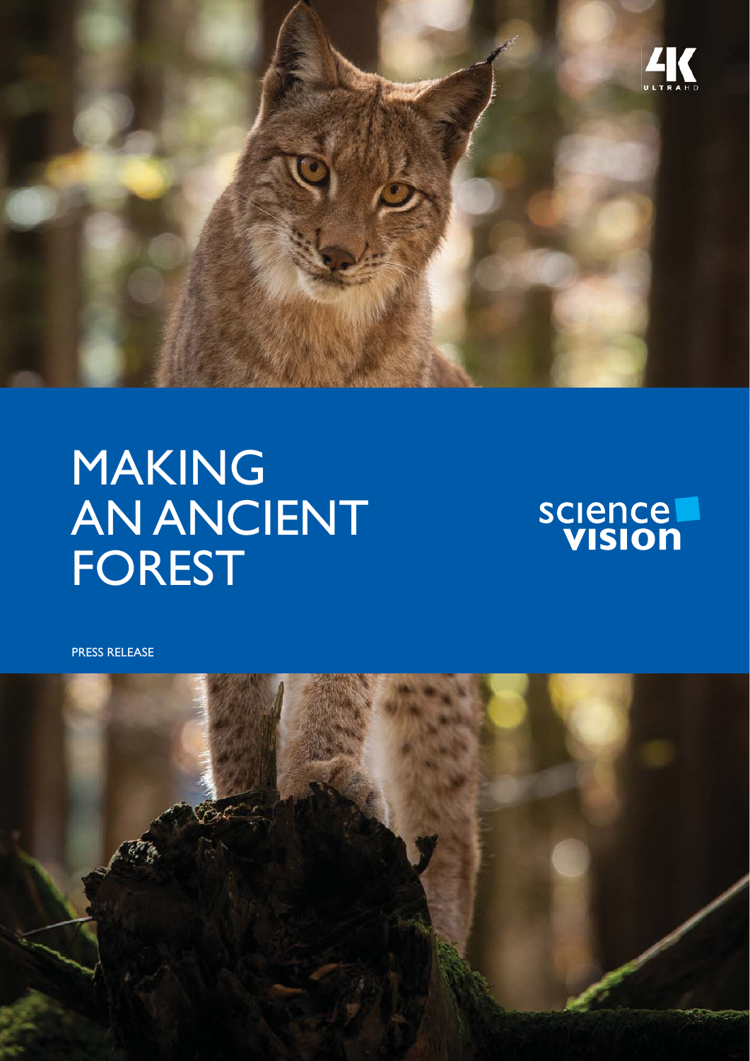# MAKING AN ANCIENT FOREST

science vision

PRESS RELEASE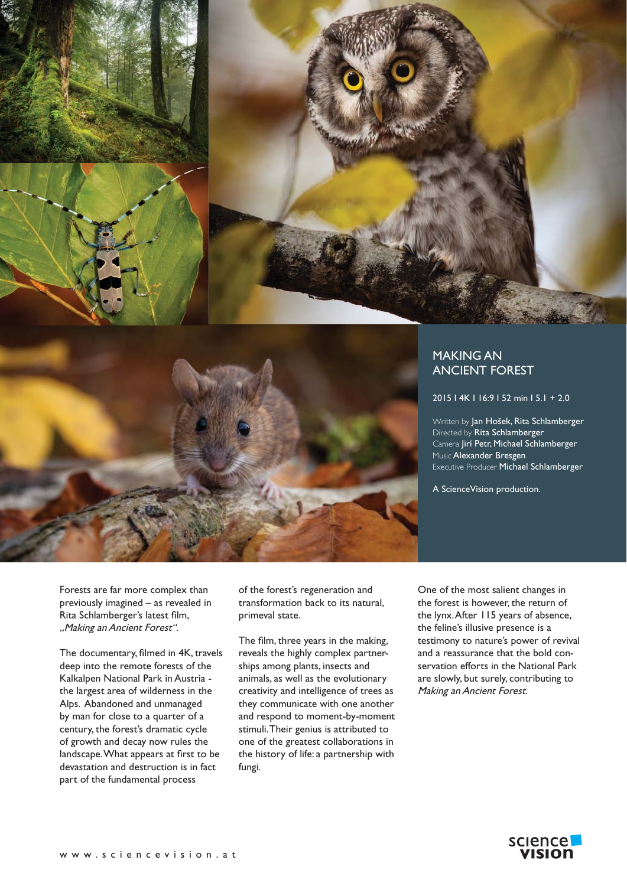# MAKING AN ANCIENT FOREST

2015 I 4K I 16:9 I 52 min I 5.1 + 2.0

Written by Jan Hošek, Rita Schlamberger
Directed by Rita Schlamberger
Camera Jirí Petr, Michael Schlamberger
Music Alexander Bresgen
Executive Producer Michael Schlamberger

A ScienceVision production.

Forests are far more complex than previously imagined – as revealed in Rita Schlamberger's latest film, *„Making an Ancient Forest"*.

The documentary, filmed in 4K, travels deep into the remote forests of the Kalkalpen National Park in Austria - the largest area of wilderness in the Alps. Abandoned and unmanaged by man for close to a quarter of a century, the forest's dramatic cycle of growth and decay now rules the landscape. What appears at first to be devastation and destruction is in fact part of the fundamental process of the forest's regeneration and transformation back to its natural, primeval state.

The film, three years in the making, reveals the highly complex partnerships among plants, insects and animals, as well as the evolutionary creativity and intelligence of trees as they communicate with one another and respond to moment-by-moment stimuli. Their genius is attributed to one of the greatest collaborations in the history of life: a partnership with fungi.

One of the most salient changes in the forest is however, the return of the lynx. After 115 years of absence, the feline's illusive presence is a testimony to nature's power of revival and a reassurance that the bold conservation efforts in the National Park are slowly, but surely, contributing to *Making an Ancient Forest.*

www.sciencevision.at